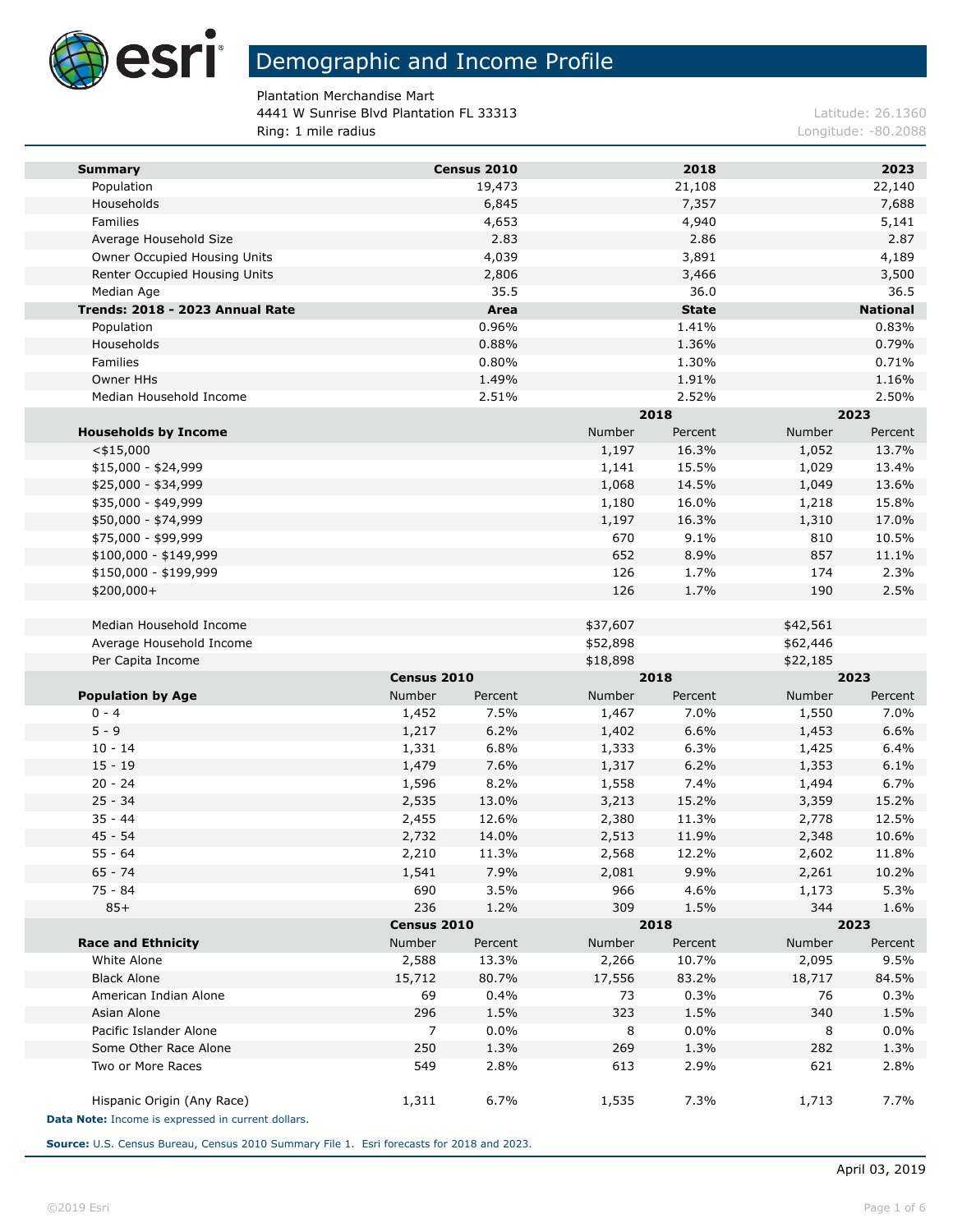# Demographic and Income Profile

Plantation Merchandise Mart
4441 W Sunrise Blvd Plantation FL 33313
Ring: 1 mile radius

Latitude: 26.1360
Longitude: -80.2088

| Summary | Census 2010 | 2018 | 2023 |
|---|---|---|---|
| Population | 19,473 | 21,108 | 22,140 |
| Households | 6,845 | 7,357 | 7,688 |
| Families | 4,653 | 4,940 | 5,141 |
| Average Household Size | 2.83 | 2.86 | 2.87 |
| Owner Occupied Housing Units | 4,039 | 3,891 | 4,189 |
| Renter Occupied Housing Units | 2,806 | 3,466 | 3,500 |
| Median Age | 35.5 | 36.0 | 36.5 |

| Trends: 2018 - 2023 Annual Rate | Area | State | National |
|---|---|---|---|
| Population | 0.96% | 1.41% | 0.83% |
| Households | 0.88% | 1.36% | 0.79% |
| Families | 0.80% | 1.30% | 0.71% |
| Owner HHs | 1.49% | 1.91% | 1.16% |
| Median Household Income | 2.51% | 2.52% | 2.50% |

| | 2018 | | 2023 | |
|---|---|---|---|---|
| **Households by Income** | Number | Percent | Number | Percent |
| <$15,000 | 1,197 | 16.3% | 1,052 | 13.7% |
| $15,000 - $24,999 | 1,141 | 15.5% | 1,029 | 13.4% |
| $25,000 - $34,999 | 1,068 | 14.5% | 1,049 | 13.6% |
| $35,000 - $49,999 | 1,180 | 16.0% | 1,218 | 15.8% |
| $50,000 - $74,999 | 1,197 | 16.3% | 1,310 | 17.0% |
| $75,000 - $99,999 | 670 | 9.1% | 810 | 10.5% |
| $100,000 - $149,999 | 652 | 8.9% | 857 | 11.1% |
| $150,000 - $199,999 | 126 | 1.7% | 174 | 2.3% |
| $200,000+ | 126 | 1.7% | 190 | 2.5% |
| | | | | |
| Median Household Income | $37,607 | | $42,561 | |
| Average Household Income | $52,898 | | $62,446 | |
| Per Capita Income | $18,898 | | $22,185 | |

| | Census 2010 | | 2018 | | 2023 | |
|---|---|---|---|---|---|---|
| **Population by Age** | Number | Percent | Number | Percent | Number | Percent |
| 0 - 4 | 1,452 | 7.5% | 1,467 | 7.0% | 1,550 | 7.0% |
| 5 - 9 | 1,217 | 6.2% | 1,402 | 6.6% | 1,453 | 6.6% |
| 10 - 14 | 1,331 | 6.8% | 1,333 | 6.3% | 1,425 | 6.4% |
| 15 - 19 | 1,479 | 7.6% | 1,317 | 6.2% | 1,353 | 6.1% |
| 20 - 24 | 1,596 | 8.2% | 1,558 | 7.4% | 1,494 | 6.7% |
| 25 - 34 | 2,535 | 13.0% | 3,213 | 15.2% | 3,359 | 15.2% |
| 35 - 44 | 2,455 | 12.6% | 2,380 | 11.3% | 2,778 | 12.5% |
| 45 - 54 | 2,732 | 14.0% | 2,513 | 11.9% | 2,348 | 10.6% |
| 55 - 64 | 2,210 | 11.3% | 2,568 | 12.2% | 2,602 | 11.8% |
| 65 - 74 | 1,541 | 7.9% | 2,081 | 9.9% | 2,261 | 10.2% |
| 75 - 84 | 690 | 3.5% | 966 | 4.6% | 1,173 | 5.3% |
| 85+ | 236 | 1.2% | 309 | 1.5% | 344 | 1.6% |

| | Census 2010 | | 2018 | | 2023 | |
|---|---|---|---|---|---|---|
| **Race and Ethnicity** | Number | Percent | Number | Percent | Number | Percent |
| White Alone | 2,588 | 13.3% | 2,266 | 10.7% | 2,095 | 9.5% |
| Black Alone | 15,712 | 80.7% | 17,556 | 83.2% | 18,717 | 84.5% |
| American Indian Alone | 69 | 0.4% | 73 | 0.3% | 76 | 0.3% |
| Asian Alone | 296 | 1.5% | 323 | 1.5% | 340 | 1.5% |
| Pacific Islander Alone | 7 | 0.0% | 8 | 0.0% | 8 | 0.0% |
| Some Other Race Alone | 250 | 1.3% | 269 | 1.3% | 282 | 1.3% |
| Two or More Races | 549 | 2.8% | 613 | 2.9% | 621 | 2.8% |
| | | | | | | |
| Hispanic Origin (Any Race) | 1,311 | 6.7% | 1,535 | 7.3% | 1,713 | 7.7% |

**Data Note:** Income is expressed in current dollars.

**Source:** U.S. Census Bureau, Census 2010 Summary File 1. Esri forecasts for 2018 and 2023.

April 03, 2019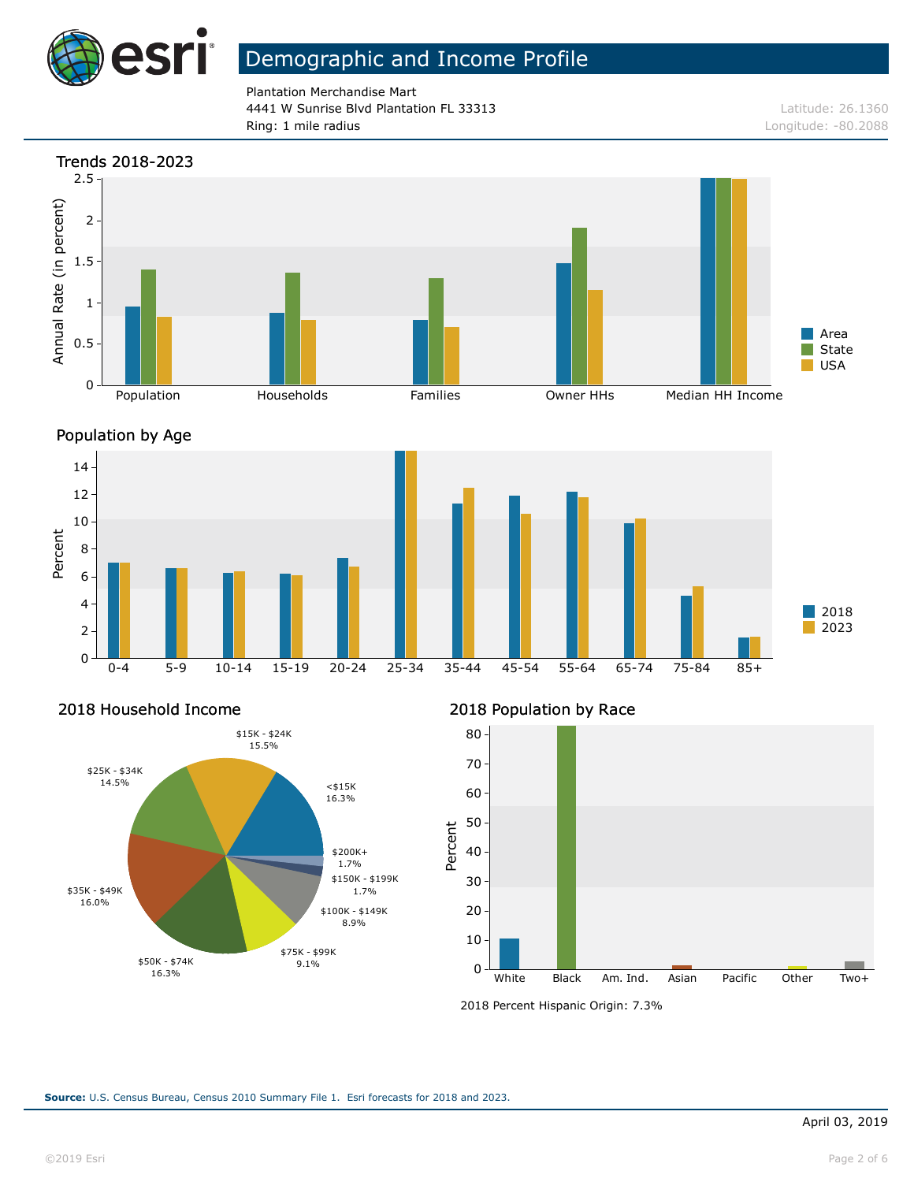# Demographic and Income Profile

Plantation Merchandise Mart
4441 W Sunrise Blvd Plantation FL 33313
Ring: 1 mile radius

Latitude: 26.1360
Longitude: -80.2088

## Trends 2018-2023

Annual Rate (in percent)

Population | Households | Families | Owner HHs | Median HH Income

Area | State | USA

## Population by Age

Percent

0-4 | 5-9 | 10-14 | 15-19 | 20-24 | 25-34 | 35-44 | 45-54 | 55-64 | 65-74 | 75-84 | 85+

2018 | 2023

## 2018 Household Income

| Income | Percent |
|---|---|
| <$15K | 16.3% |
| $15K - $24K | 15.5% |
| $25K - $34K | 14.5% |
| $35K - $49K | 16.0% |
| $50K - $74K | 16.3% |
| $75K - $99K | 9.1% |
| $100K - $149K | 8.9% |
| $150K - $199K | 1.7% |
| $200K+ | 1.7% |

## 2018 Population by Race

Percent

White | Black | Am. Ind. | Asian | Pacific | Other | Two+

2018 Percent Hispanic Origin: 7.3%

**Source:** U.S. Census Bureau, Census 2010 Summary File 1. Esri forecasts for 2018 and 2023.

April 03, 2019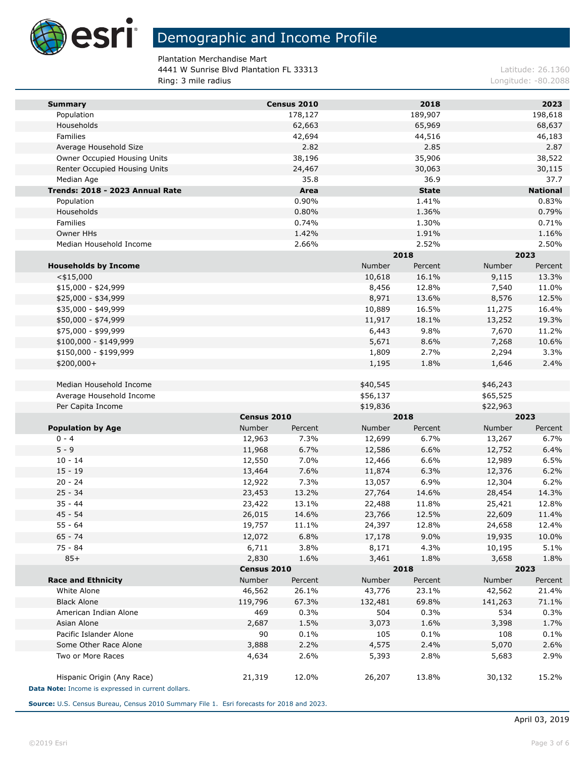# Demographic and Income Profile

Plantation Merchandise Mart
4441 W Sunrise Blvd Plantation FL 33313
Ring: 3 mile radius

Latitude: 26.1360
Longitude: -80.2088

| Summary | Census 2010 | 2018 | 2023 |
|---|---|---|---|
| Population | 178,127 | 189,907 | 198,618 |
| Households | 62,663 | 65,969 | 68,637 |
| Families | 42,694 | 44,516 | 46,183 |
| Average Household Size | 2.82 | 2.85 | 2.87 |
| Owner Occupied Housing Units | 38,196 | 35,906 | 38,522 |
| Renter Occupied Housing Units | 24,467 | 30,063 | 30,115 |
| Median Age | 35.8 | 36.9 | 37.7 |

| Trends: 2018 - 2023 Annual Rate | Area | State | National |
|---|---|---|---|
| Population | 0.90% | 1.41% | 0.83% |
| Households | 0.80% | 1.36% | 0.79% |
| Families | 0.74% | 1.30% | 0.71% |
| Owner HHs | 1.42% | 1.91% | 1.16% |
| Median Household Income | 2.66% | 2.52% | 2.50% |

| | 2018 | | 2023 | |
|---|---|---|---|---|
| Households by Income | Number | Percent | Number | Percent |
| <$15,000 | 10,618 | 16.1% | 9,115 | 13.3% |
| $15,000 - $24,999 | 8,456 | 12.8% | 7,540 | 11.0% |
| $25,000 - $34,999 | 8,971 | 13.6% | 8,576 | 12.5% |
| $35,000 - $49,999 | 10,889 | 16.5% | 11,275 | 16.4% |
| $50,000 - $74,999 | 11,917 | 18.1% | 13,252 | 19.3% |
| $75,000 - $99,999 | 6,443 | 9.8% | 7,670 | 11.2% |
| $100,000 - $149,999 | 5,671 | 8.6% | 7,268 | 10.6% |
| $150,000 - $199,999 | 1,809 | 2.7% | 2,294 | 3.3% |
| $200,000+ | 1,195 | 1.8% | 1,646 | 2.4% |
| | | | | |
| Median Household Income | $40,545 | | $46,243 | |
| Average Household Income | $56,137 | | $65,525 | |
| Per Capita Income | $19,836 | | $22,963 | |

| | Census 2010 | | 2018 | | 2023 | |
|---|---|---|---|---|---|---|
| Population by Age | Number | Percent | Number | Percent | Number | Percent |
| 0 - 4 | 12,963 | 7.3% | 12,699 | 6.7% | 13,267 | 6.7% |
| 5 - 9 | 11,968 | 6.7% | 12,586 | 6.6% | 12,752 | 6.4% |
| 10 - 14 | 12,550 | 7.0% | 12,466 | 6.6% | 12,989 | 6.5% |
| 15 - 19 | 13,464 | 7.6% | 11,874 | 6.3% | 12,376 | 6.2% |
| 20 - 24 | 12,922 | 7.3% | 13,057 | 6.9% | 12,304 | 6.2% |
| 25 - 34 | 23,453 | 13.2% | 27,764 | 14.6% | 28,454 | 14.3% |
| 35 - 44 | 23,422 | 13.1% | 22,488 | 11.8% | 25,421 | 12.8% |
| 45 - 54 | 26,015 | 14.6% | 23,766 | 12.5% | 22,609 | 11.4% |
| 55 - 64 | 19,757 | 11.1% | 24,397 | 12.8% | 24,658 | 12.4% |
| 65 - 74 | 12,072 | 6.8% | 17,178 | 9.0% | 19,935 | 10.0% |
| 75 - 84 | 6,711 | 3.8% | 8,171 | 4.3% | 10,195 | 5.1% |
| 85+ | 2,830 | 1.6% | 3,461 | 1.8% | 3,658 | 1.8% |

| | Census 2010 | | 2018 | | 2023 | |
|---|---|---|---|---|---|---|
| Race and Ethnicity | Number | Percent | Number | Percent | Number | Percent |
| White Alone | 46,562 | 26.1% | 43,776 | 23.1% | 42,562 | 21.4% |
| Black Alone | 119,796 | 67.3% | 132,481 | 69.8% | 141,263 | 71.1% |
| American Indian Alone | 469 | 0.3% | 504 | 0.3% | 534 | 0.3% |
| Asian Alone | 2,687 | 1.5% | 3,073 | 1.6% | 3,398 | 1.7% |
| Pacific Islander Alone | 90 | 0.1% | 105 | 0.1% | 108 | 0.1% |
| Some Other Race Alone | 3,888 | 2.2% | 4,575 | 2.4% | 5,070 | 2.6% |
| Two or More Races | 4,634 | 2.6% | 5,393 | 2.8% | 5,683 | 2.9% |
| | | | | | | |
| Hispanic Origin (Any Race) | 21,319 | 12.0% | 26,207 | 13.8% | 30,132 | 15.2% |

**Data Note:** Income is expressed in current dollars.

**Source:** U.S. Census Bureau, Census 2010 Summary File 1. Esri forecasts for 2018 and 2023.

April 03, 2019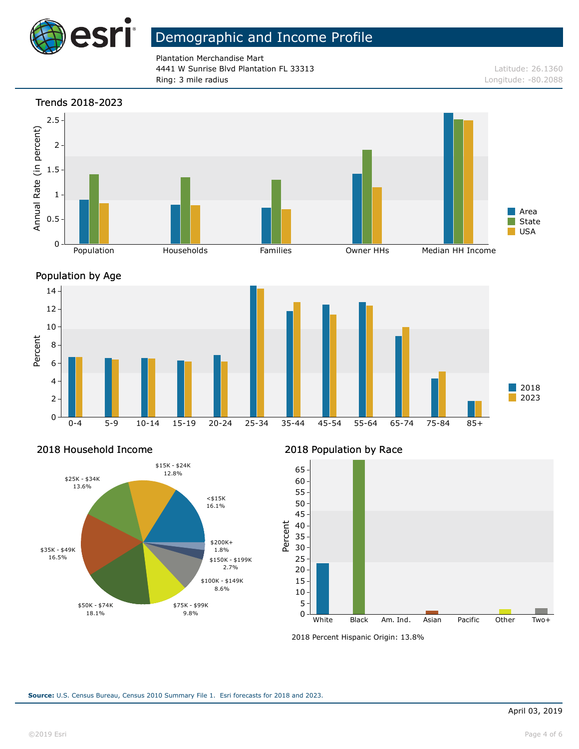# Demographic and Income Profile

Plantation Merchandise Mart
4441 W Sunrise Blvd Plantation FL 33313
Ring: 3 mile radius

Latitude: 26.1360
Longitude: -80.2088

## Trends 2018-2023

Annual Rate (in percent)

Population | Households | Families | Owner HHs | Median HH Income

Area | State | USA

## Population by Age

Percent

0-4 | 5-9 | 10-14 | 15-19 | 20-24 | 25-34 | 35-44 | 45-54 | 55-64 | 65-74 | 75-84 | 85+

2018 | 2023

## 2018 Household Income

| Income | Percent |
|---|---|
| <$15K | 16.1% |
| $15K - $24K | 12.8% |
| $25K - $34K | 13.6% |
| $35K - $49K | 16.5% |
| $50K - $74K | 18.1% |
| $75K - $99K | 9.8% |
| $100K - $149K | 8.6% |
| $150K - $199K | 2.7% |
| $200K+ | 1.8% |

## 2018 Population by Race

Percent

White | Black | Am. Ind. | Asian | Pacific | Other | Two+

2018 Percent Hispanic Origin: 13.8%

**Source:** U.S. Census Bureau, Census 2010 Summary File 1. Esri forecasts for 2018 and 2023.

April 03, 2019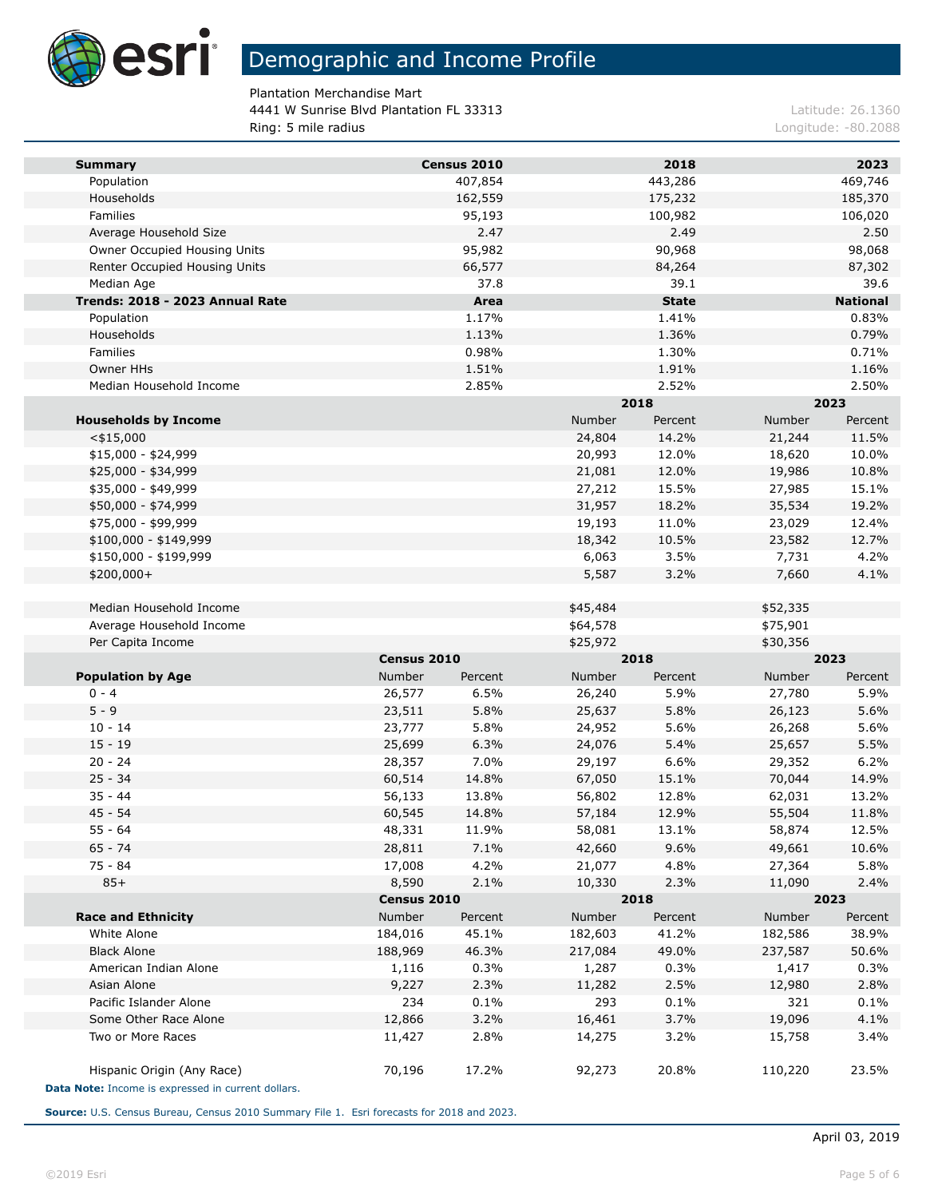# Demographic and Income Profile

Plantation Merchandise Mart
4441 W Sunrise Blvd Plantation FL 33313
Ring: 5 mile radius

Latitude: 26.1360
Longitude: -80.2088

| Summary | Census 2010 | 2018 | 2023 |
|---|---|---|---|
| Population | 407,854 | 443,286 | 469,746 |
| Households | 162,559 | 175,232 | 185,370 |
| Families | 95,193 | 100,982 | 106,020 |
| Average Household Size | 2.47 | 2.49 | 2.50 |
| Owner Occupied Housing Units | 95,982 | 90,968 | 98,068 |
| Renter Occupied Housing Units | 66,577 | 84,264 | 87,302 |
| Median Age | 37.8 | 39.1 | 39.6 |
| **Trends: 2018 - 2023 Annual Rate** | **Area** | **State** | **National** |
| Population | 1.17% | 1.41% | 0.83% |
| Households | 1.13% | 1.36% | 0.79% |
| Families | 0.98% | 1.30% | 0.71% |
| Owner HHs | 1.51% | 1.91% | 1.16% |
| Median Household Income | 2.85% | 2.52% | 2.50% |

| | 2018 | | 2023 | |
|---|---|---|---|---|
| **Households by Income** | Number | Percent | Number | Percent |
| <$15,000 | 24,804 | 14.2% | 21,244 | 11.5% |
| $15,000 - $24,999 | 20,993 | 12.0% | 18,620 | 10.0% |
| $25,000 - $34,999 | 21,081 | 12.0% | 19,986 | 10.8% |
| $35,000 - $49,999 | 27,212 | 15.5% | 27,985 | 15.1% |
| $50,000 - $74,999 | 31,957 | 18.2% | 35,534 | 19.2% |
| $75,000 - $99,999 | 19,193 | 11.0% | 23,029 | 12.4% |
| $100,000 - $149,999 | 18,342 | 10.5% | 23,582 | 12.7% |
| $150,000 - $199,999 | 6,063 | 3.5% | 7,731 | 4.2% |
| $200,000+ | 5,587 | 3.2% | 7,660 | 4.1% |
| | | | | |
| Median Household Income | $45,484 | | $52,335 | |
| Average Household Income | $64,578 | | $75,901 | |
| Per Capita Income | $25,972 | | $30,356 | |

| | Census 2010 | | 2018 | | 2023 | |
|---|---|---|---|---|---|---|
| **Population by Age** | Number | Percent | Number | Percent | Number | Percent |
| 0 - 4 | 26,577 | 6.5% | 26,240 | 5.9% | 27,780 | 5.9% |
| 5 - 9 | 23,511 | 5.8% | 25,637 | 5.8% | 26,123 | 5.6% |
| 10 - 14 | 23,777 | 5.8% | 24,952 | 5.6% | 26,268 | 5.6% |
| 15 - 19 | 25,699 | 6.3% | 24,076 | 5.4% | 25,657 | 5.5% |
| 20 - 24 | 28,357 | 7.0% | 29,197 | 6.6% | 29,352 | 6.2% |
| 25 - 34 | 60,514 | 14.8% | 67,050 | 15.1% | 70,044 | 14.9% |
| 35 - 44 | 56,133 | 13.8% | 56,802 | 12.8% | 62,031 | 13.2% |
| 45 - 54 | 60,545 | 14.8% | 57,184 | 12.9% | 55,504 | 11.8% |
| 55 - 64 | 48,331 | 11.9% | 58,081 | 13.1% | 58,874 | 12.5% |
| 65 - 74 | 28,811 | 7.1% | 42,660 | 9.6% | 49,661 | 10.6% |
| 75 - 84 | 17,008 | 4.2% | 21,077 | 4.8% | 27,364 | 5.8% |
| 85+ | 8,590 | 2.1% | 10,330 | 2.3% | 11,090 | 2.4% |

| | Census 2010 | | 2018 | | 2023 | |
|---|---|---|---|---|---|---|
| **Race and Ethnicity** | Number | Percent | Number | Percent | Number | Percent |
| White Alone | 184,016 | 45.1% | 182,603 | 41.2% | 182,586 | 38.9% |
| Black Alone | 188,969 | 46.3% | 217,084 | 49.0% | 237,587 | 50.6% |
| American Indian Alone | 1,116 | 0.3% | 1,287 | 0.3% | 1,417 | 0.3% |
| Asian Alone | 9,227 | 2.3% | 11,282 | 2.5% | 12,980 | 2.8% |
| Pacific Islander Alone | 234 | 0.1% | 293 | 0.1% | 321 | 0.1% |
| Some Other Race Alone | 12,866 | 3.2% | 16,461 | 3.7% | 19,096 | 4.1% |
| Two or More Races | 11,427 | 2.8% | 14,275 | 3.2% | 15,758 | 3.4% |
| | | | | | | |
| Hispanic Origin (Any Race) | 70,196 | 17.2% | 92,273 | 20.8% | 110,220 | 23.5% |

**Data Note:** Income is expressed in current dollars.

**Source:** U.S. Census Bureau, Census 2010 Summary File 1. Esri forecasts for 2018 and 2023.

April 03, 2019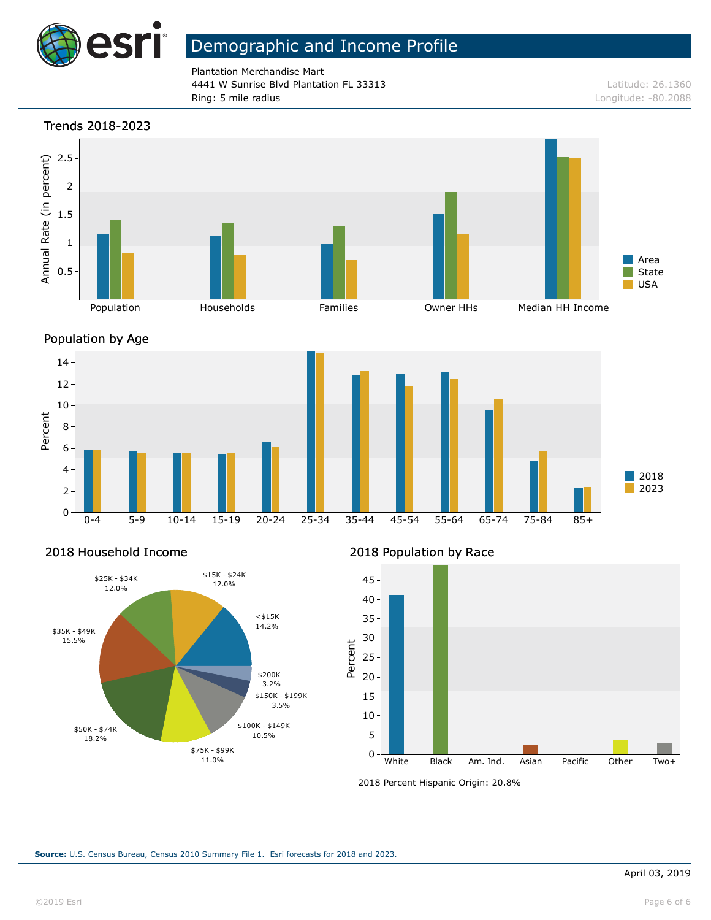# Demographic and Income Profile

Plantation Merchandise Mart
4441 W Sunrise Blvd Plantation FL 33313
Ring: 5 mile radius

Latitude: 26.1360
Longitude: -80.2088

## Trends 2018-2023

Annual Rate (in percent)

2.5
2
1.5
1
0.5

Population
Households
Families
Owner HHs
Median HH Income

Area
State
USA

## Population by Age

Percent

14
12
10
8
6
4
2
0

0-4
5-9
10-14
15-19
20-24
25-34
35-44
45-54
55-64
65-74
75-84
85+

2018
2023

## 2018 Household Income

$25K - $34K
12.0%

$15K - $24K
12.0%

<$15K
14.2%

$35K - $49K
15.5%

$200K+
3.2%

$150K - $199K
3.5%

$100K - $149K
10.5%

$50K - $74K
18.2%

$75K - $99K
11.0%

## 2018 Population by Race

Percent

45
40
35
30
25
20
15
10
5
0

White
Black
Am. Ind.
Asian
Pacific
Other
Two+

2018 Percent Hispanic Origin: 20.8%

**Source:** U.S. Census Bureau, Census 2010 Summary File 1. Esri forecasts for 2018 and 2023.

April 03, 2019

©2019 Esri